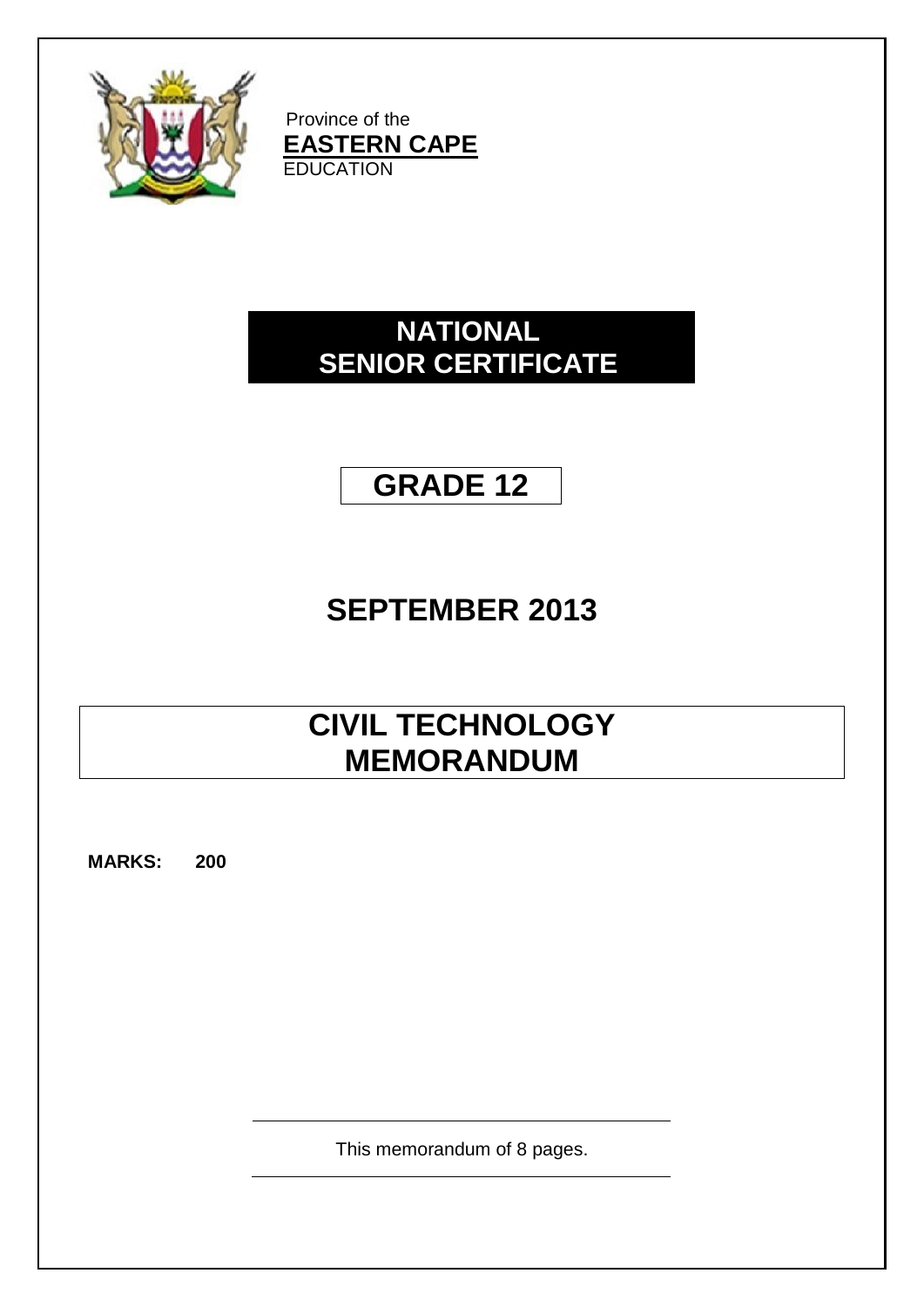Province of the
**EASTERN CAPE**
EDUCATION

# NATIONAL SENIOR CERTIFICATE

# GRADE 12

## SEPTEMBER 2013

# CIVIL TECHNOLOGY MEMORANDUM

**MARKS: 200**

This memorandum of 8 pages.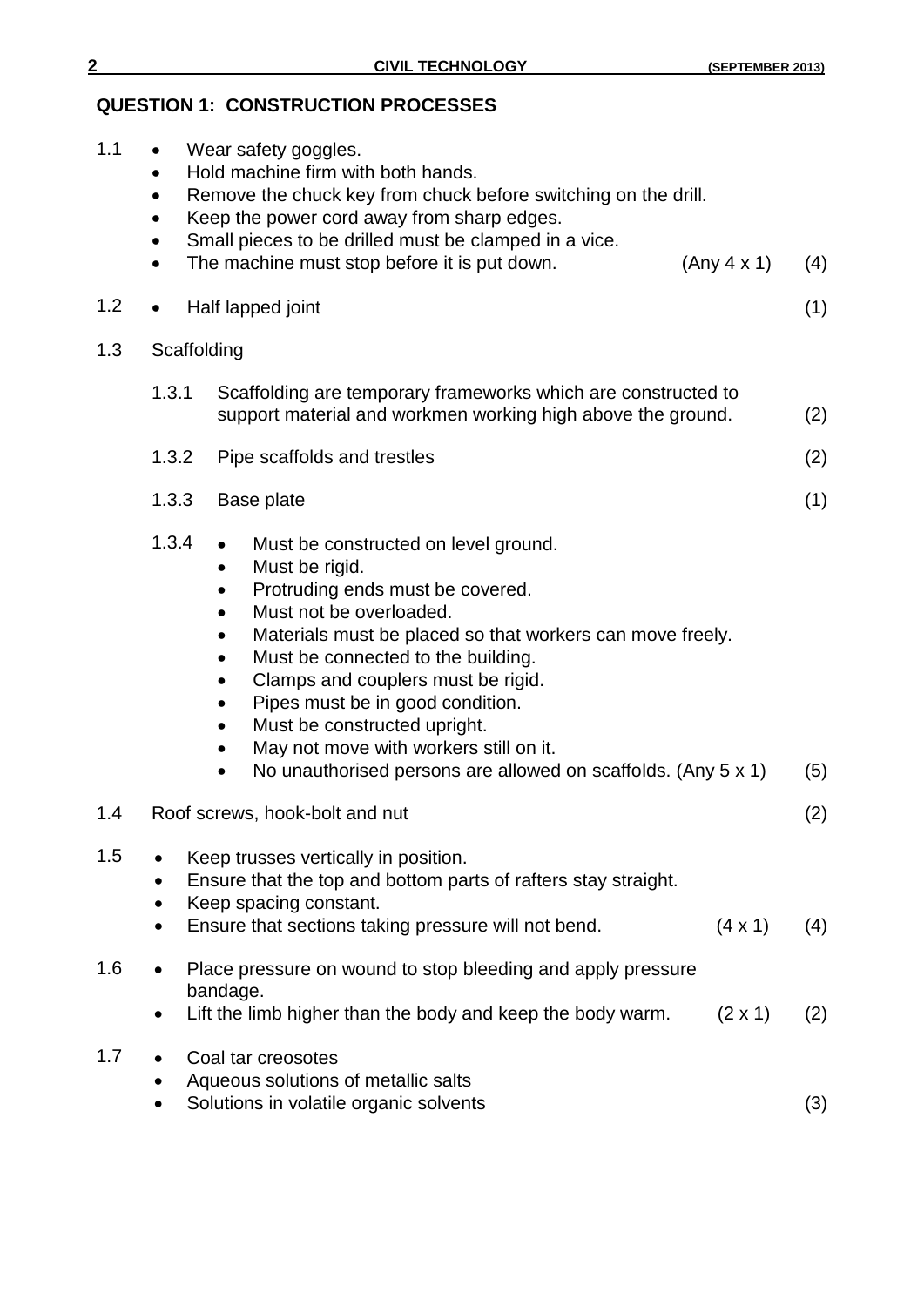## QUESTION 1: CONSTRUCTION PROCESSES

1.1
- Wear safety goggles.
- Hold machine firm with both hands.
- Remove the chuck key from chuck before switching on the drill.
- Keep the power cord away from sharp edges.
- Small pieces to be drilled must be clamped in a vice.
- The machine must stop before it is put down. (Any 4 x 1) (4)

1.2
- Half lapped joint (1)

1.3 Scaffolding

1.3.1 Scaffolding are temporary frameworks which are constructed to support material and workmen working high above the ground. (2)

1.3.2 Pipe scaffolds and trestles (2)

1.3.3 Base plate (1)

1.3.4
- Must be constructed on level ground.
- Must be rigid.
- Protruding ends must be covered.
- Must not be overloaded.
- Materials must be placed so that workers can move freely.
- Must be connected to the building.
- Clamps and couplers must be rigid.
- Pipes must be in good condition.
- Must be constructed upright.
- May not move with workers still on it.
- No unauthorised persons are allowed on scaffolds. (Any 5 x 1) (5)

1.4 Roof screws, hook-bolt and nut (2)

1.5
- Keep trusses vertically in position.
- Ensure that the top and bottom parts of rafters stay straight.
- Keep spacing constant.
- Ensure that sections taking pressure will not bend. (4 x 1) (4)

1.6
- Place pressure on wound to stop bleeding and apply pressure bandage.
- Lift the limb higher than the body and keep the body warm. (2 x 1) (2)

1.7
- Coal tar creosotes
- Aqueous solutions of metallic salts
- Solutions in volatile organic solvents (3)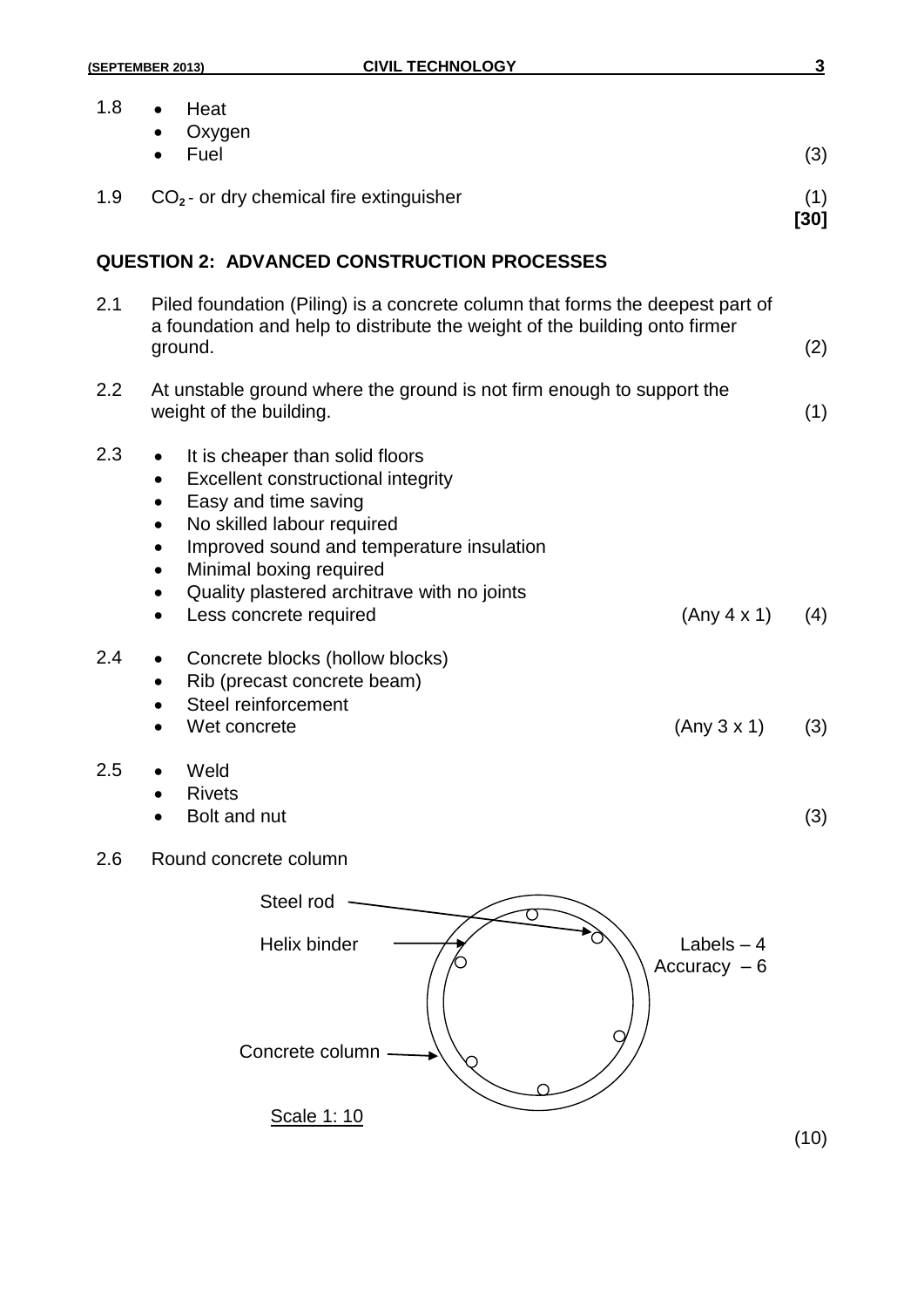1.8
- Heat
- Oxygen
- Fuel (3)

1.9 $CO_2$ - or dry chemical fire extinguisher (1)
**[30]**

## QUESTION 2: ADVANCED CONSTRUCTION PROCESSES

2.1 Piled foundation (Piling) is a concrete column that forms the deepest part of a foundation and help to distribute the weight of the building onto firmer ground. (2)

2.2 At unstable ground where the ground is not firm enough to support the weight of the building. (1)

2.3
- It is cheaper than solid floors
- Excellent constructional integrity
- Easy and time saving
- No skilled labour required
- Improved sound and temperature insulation
- Minimal boxing required
- Quality plastered architrave with no joints
- Less concrete required (Any 4 x 1) (4)

2.4
- Concrete blocks (hollow blocks)
- Rib (precast concrete beam)
- Steel reinforcement
- Wet concrete (Any 3 x 1) (3)

2.5
- Weld
- Rivets
- Bolt and nut (3)

2.6 Round concrete column

Steel rod

Helix binder

Concrete column

Labels – 4
Accuracy – 6

Scale 1: 10

(10)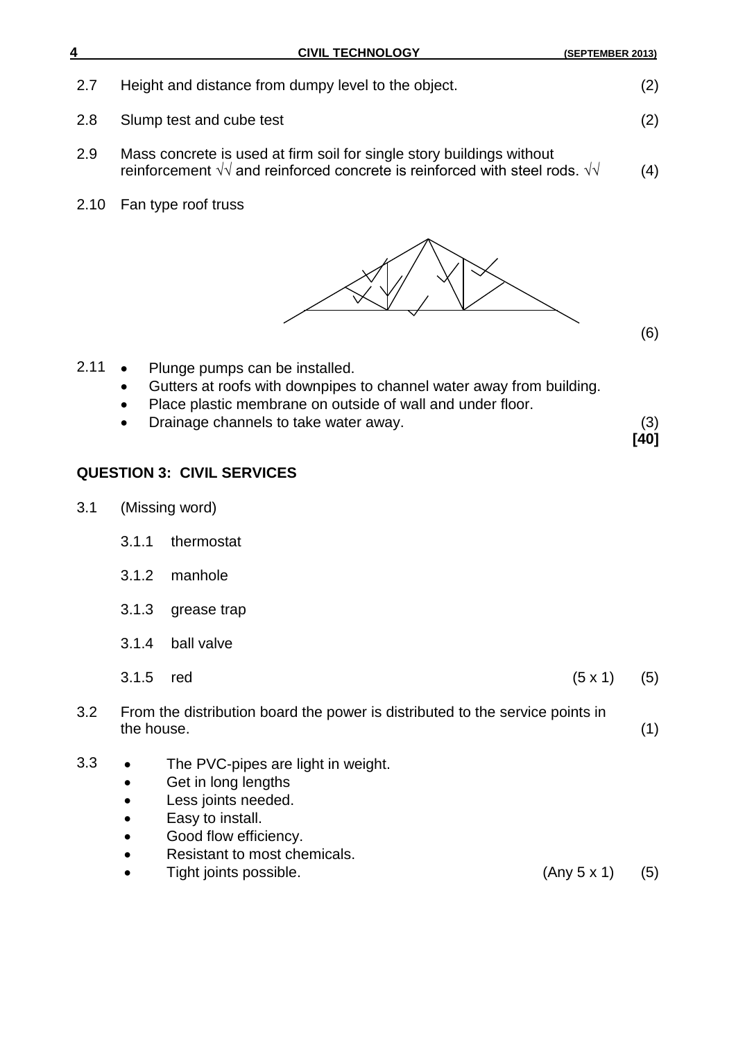2.7 Height and distance from dumpy level to the object. (2)

2.8 Slump test and cube test (2)

2.9 Mass concrete is used at firm soil for single story buildings without reinforcement √√ and reinforced concrete is reinforced with steel rods. √√ (4)

2.10 Fan type roof truss

(6)

2.11
- Plunge pumps can be installed.
- Gutters at roofs with downpipes to channel water away from building.
- Place plastic membrane on outside of wall and under floor.
- Drainage channels to take water away. (3)

**[40]**

## QUESTION 3: CIVIL SERVICES

3.1 (Missing word)

3.1.1 thermostat

3.1.2 manhole

3.1.3 grease trap

3.1.4 ball valve

3.1.5 red (5 x 1) (5)

3.2 From the distribution board the power is distributed to the service points in the house. (1)

3.3
- The PVC-pipes are light in weight.
- Get in long lengths
- Less joints needed.
- Easy to install.
- Good flow efficiency.
- Resistant to most chemicals.
- Tight joints possible. (Any 5 x 1) (5)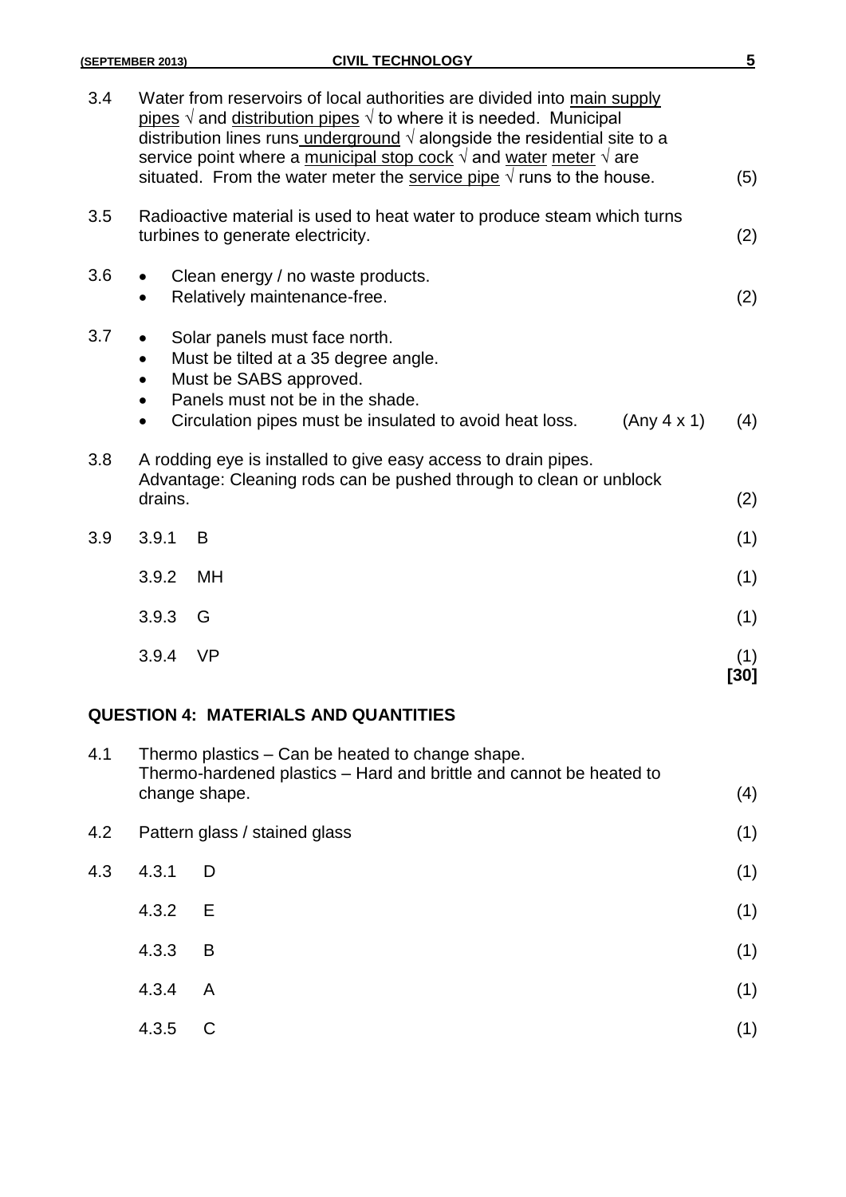| | | | |
|---|---|---|---|
| 3.4 | Water from reservoirs of local authorities are divided into <u>main supply pipes</u> √ and <u>distribution pipes</u> √ to where it is needed. Municipal distribution lines runs <u>underground</u> √ alongside the residential site to a service point where a <u>municipal stop cock</u> √ and <u>water meter</u> √ are situated. From the water meter the <u>service pipe</u> √ runs to the house. | | (5) |
| 3.5 | Radioactive material is used to heat water to produce steam which turns turbines to generate electricity. | | (2) |
| 3.6 | • Clean energy / no waste products.<br>• Relatively maintenance-free. | | (2) |
| 3.7 | • Solar panels must face north.<br>• Must be tilted at a 35 degree angle.<br>• Must be SABS approved.<br>• Panels must not be in the shade.<br>• Circulation pipes must be insulated to avoid heat loss. | (Any 4 x 1) | (4) |
| 3.8 | A rodding eye is installed to give easy access to drain pipes.<br>Advantage: Cleaning rods can be pushed through to clean or unblock drains. | | (2) |
| 3.9 | 3.9.1 B | | (1) |
| | 3.9.2 MH | | (1) |
| | 3.9.3 G | | (1) |
| | 3.9.4 VP | | (1)<br>**[30]** |

## QUESTION 4: MATERIALS AND QUANTITIES

| | | |
|---|---|---|
| 4.1 | Thermo plastics – Can be heated to change shape.<br>Thermo-hardened plastics – Hard and brittle and cannot be heated to change shape. | (4) |
| 4.2 | Pattern glass / stained glass | (1) |
| 4.3 | 4.3.1 D | (1) |
| | 4.3.2 E | (1) |
| | 4.3.3 B | (1) |
| | 4.3.4 A | (1) |
| | 4.3.5 C | (1) |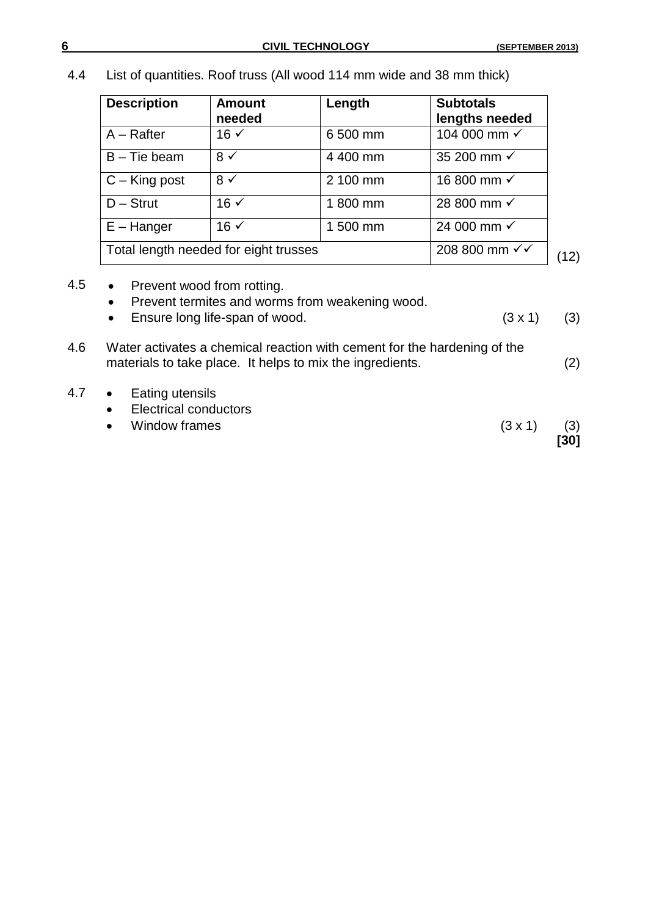4.4 List of quantities. Roof truss (All wood 114 mm wide and 38 mm thick)

| Description | Amount needed | Length | Subtotals lengths needed |
|---|---|---|---|
| A – Rafter | 16 ✓ | 6 500 mm | 104 000 mm ✓ |
| B – Tie beam | 8 ✓ | 4 400 mm | 35 200 mm ✓ |
| C – King post | 8 ✓ | 2 100 mm | 16 800 mm ✓ |
| D – Strut | 16 ✓ | 1 800 mm | 28 800 mm ✓ |
| E – Hanger | 16 ✓ | 1 500 mm | 24 000 mm ✓ |
| Total length needed for eight trusses | | | 208 800 mm ✓✓ |

(12)

4.5
- Prevent wood from rotting.
- Prevent termites and worms from weakening wood.
- Ensure long life-span of wood. (3 x 1) (3)

4.6 Water activates a chemical reaction with cement for the hardening of the materials to take place. It helps to mix the ingredients. (2)

4.7
- Eating utensils
- Electrical conductors
- Window frames (3 x 1) (3)

**[30]**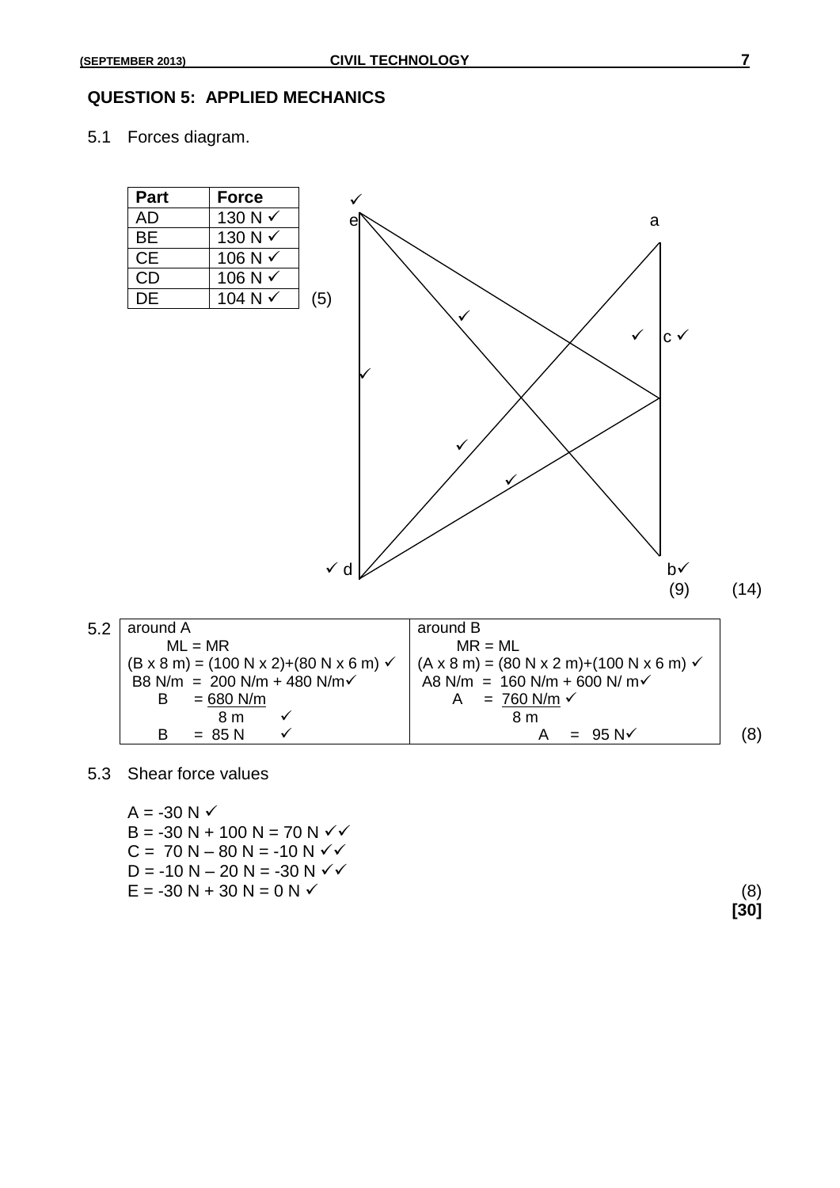## QUESTION 5: APPLIED MECHANICS

5.1 Forces diagram.

| Part | Force |
|---|---|
| AD | 130 N ✓ |
| BE | 130 N ✓ |
| CE | 106 N ✓ |
| CD | 106 N ✓ |
| DE | 104 N ✓ |

(5)

✓ e &nbsp;&nbsp;&nbsp; a &nbsp;&nbsp;&nbsp; ✓ c ✓ &nbsp;&nbsp;&nbsp; ✓ d &nbsp;&nbsp;&nbsp; b✓

(9) (14)

5.2

| around A | around B |
|---|---|
| ML = MR | MR = ML |
| (B x 8 m) = (100 N x 2)+(80 N x 6 m) ✓ | (A x 8 m) = (80 N x 2 m)+(100 N x 6 m) ✓ |
| B8 N/m = 200 N/m + 480 N/m✓ | A8 N/m = 160 N/m + 600 N/ m✓ |
| B = 680 N/m / 8 m ✓ | A = 760 N/m / 8 m ✓ |
| B = 85 N ✓ | A = 95 N✓ |

(8)

5.3 Shear force values

A = -30 N ✓
B = -30 N + 100 N = 70 N ✓✓
C = 70 N – 80 N = -10 N ✓✓
D = -10 N – 20 N = -30 N ✓✓
E = -30 N + 30 N = 0 N ✓

(8)

**[30]**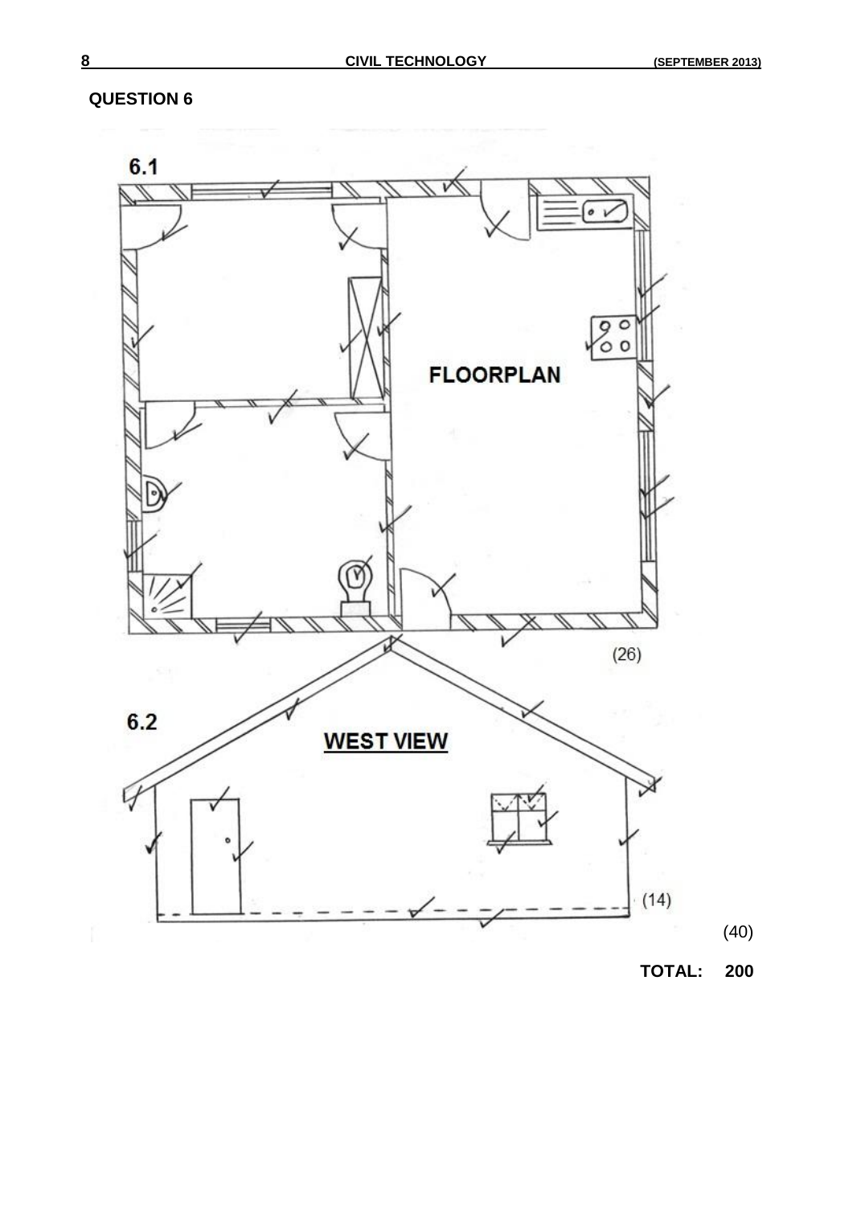## QUESTION 6

6.1

FLOORPLAN

(26)

6.2

WEST VIEW

(14)

(40)

**TOTAL: 200**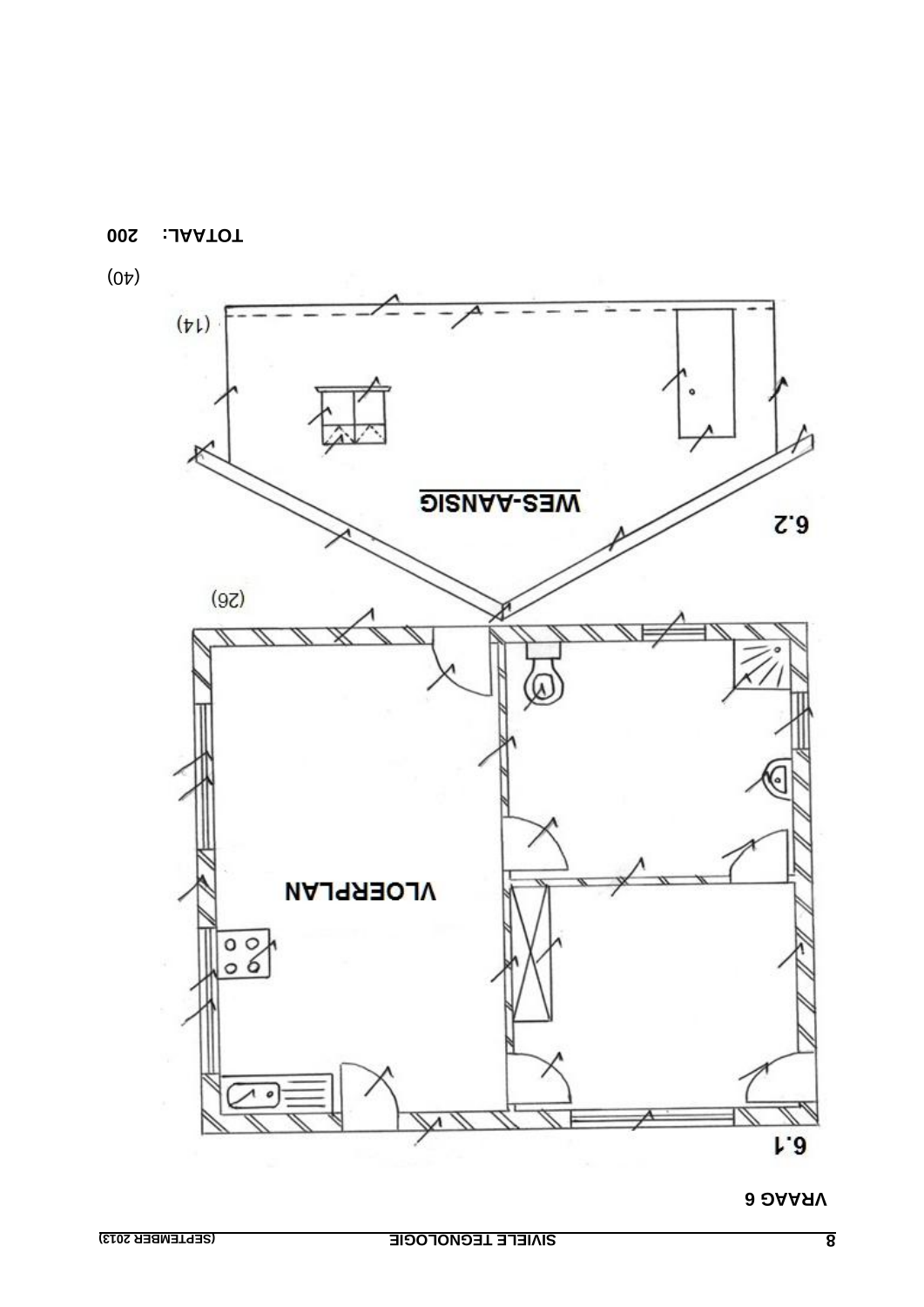# VRAAG 6

**6.1**

**VLOERPLAN**

(26)

**6.2**

**WES-AANSIG**

(14)

(40)

**TOTAAL: 200**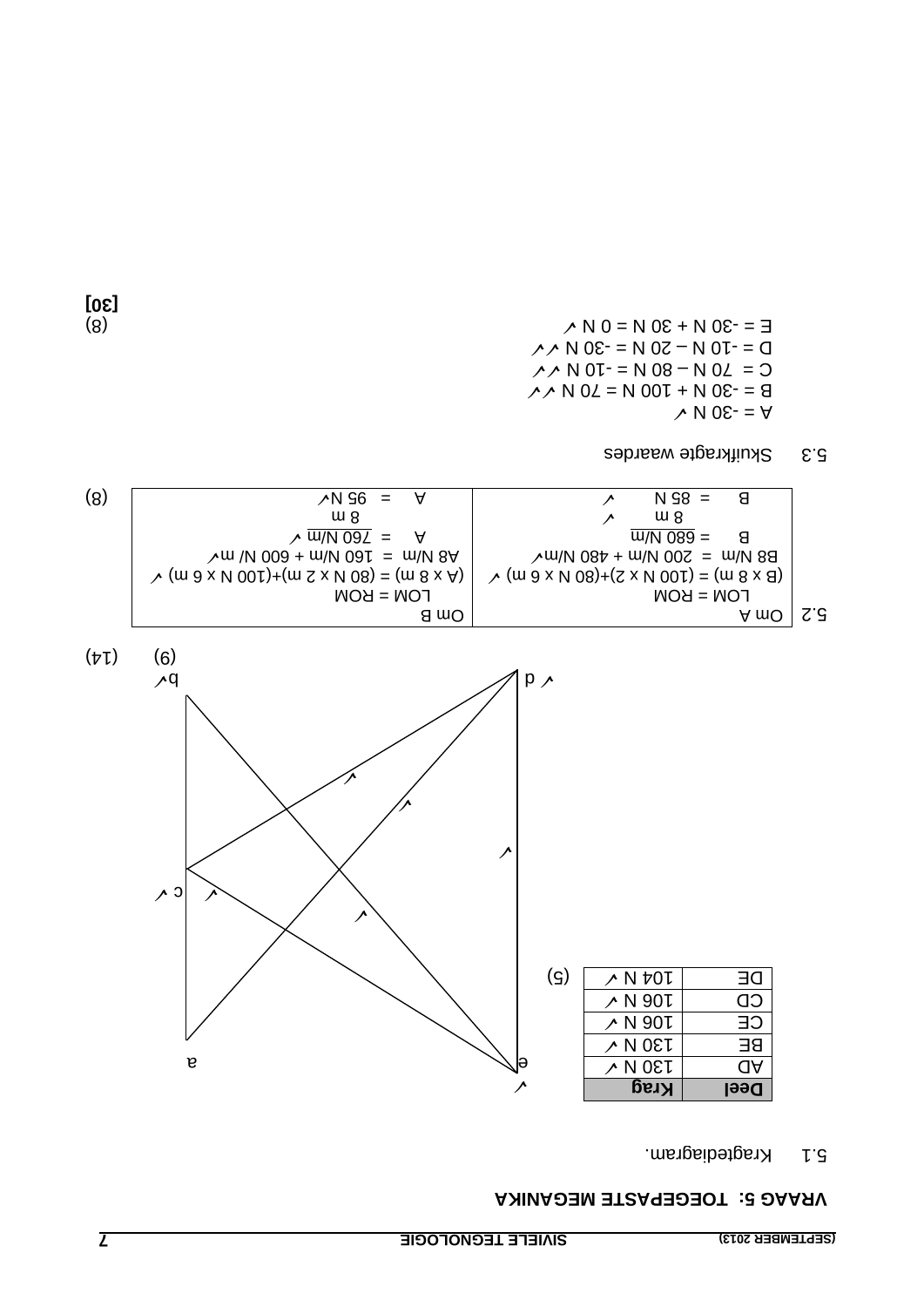# VRAAG 5: TOEGEPASTE MEGANIKA

5.1 Kragtediagram.

| Deel | Krag |
|---|---|
| AD | 130 N ✓ |
| BE | 130 N ✓ |
| CE | 106 N ✓ |
| CD | 106 N ✓ |
| DE | 104 N ✓ |

(5)

(9) (14)

5.2

| Om A | Om B |
|---|---|
| LOM = ROM | LOM = ROM |
| (B x 8 m) = (100 N x 2)+(80 N x 6 m) ✓ | (A x 8 m) = (80 N x 2 m)+(100 N x 6 m) ✓ |
| B8 N/m = 200 N/m + 480 N/m✓ | A8 N/m = 160 N/m + 600 N/ m✓ |
| B = $\frac{680 \text{ N/m}}{8 \text{ m}}$ ✓ | A = $\frac{760 \text{ N/m}}{8 \text{ m}}$ ✓ |
| B = 85 N ✓ | A = 95 N✓ |

(8)

5.3 Skuifkragte waardes

A = -30 N ✓
B = -30 N + 100 N = 70 N ✓✓
C = 70 N – 80 N = -10 N ✓✓
D = -10 N – 20 N = -30 N ✓✓
E = -30 N + 30 N = 0 N ✓

(8)

**[30]**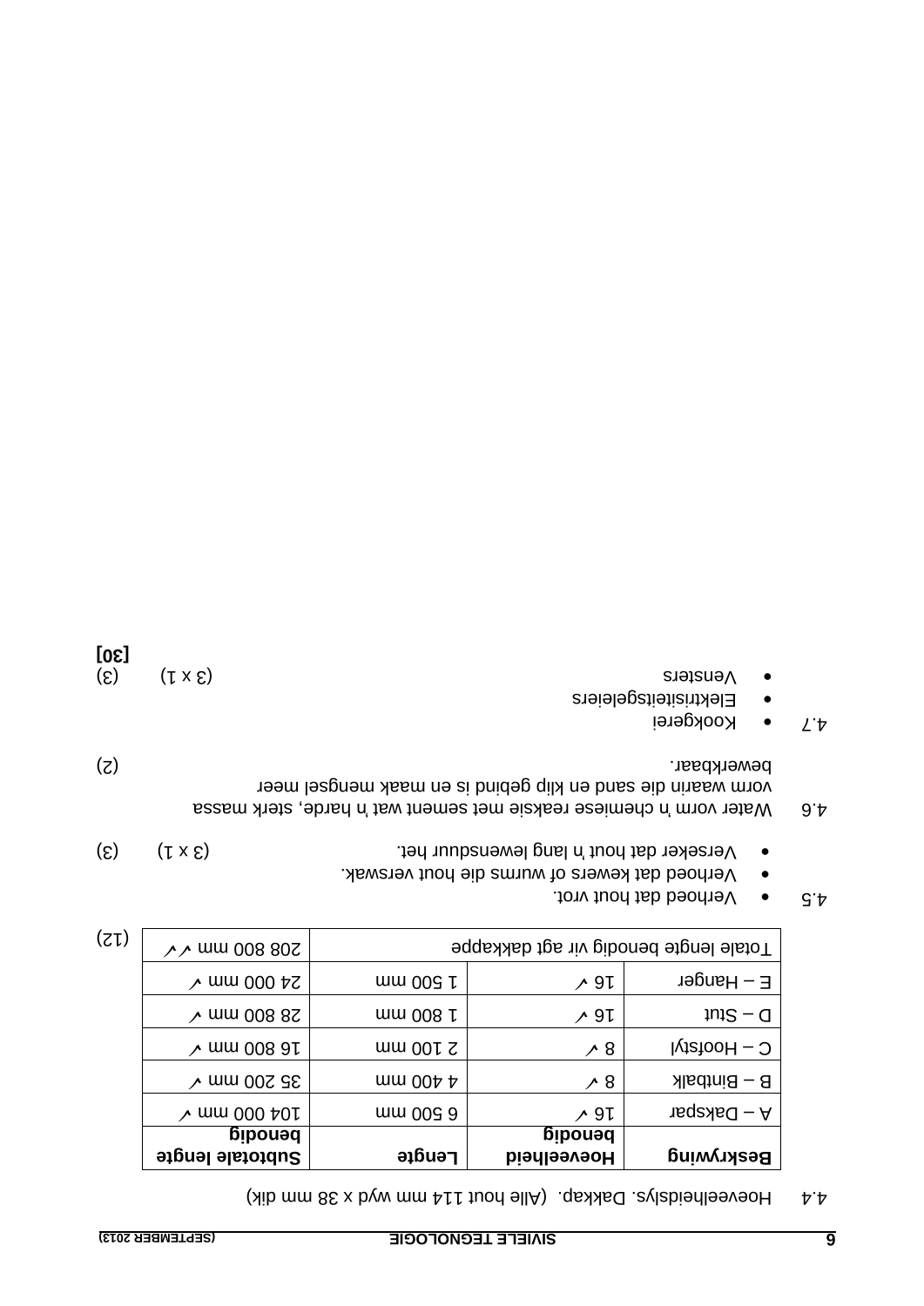4.4 Hoeveelheidslys. Dakkap. (Alle hout 114 mm wyd x 38 mm dik)

| Beskrywing | Hoeveelheid benodig | Lengte | Subtotale lengte benodig |
|---|---|---|---|
| A – Dakspar | 16 ✓ | 6 500 mm | 104 000 mm ✓ |
| B – Bintbalk | 8 ✓ | 4 400 mm | 35 200 mm ✓ |
| C – Hoofstyl | 8 ✓ | 2 100 mm | 16 800 mm ✓ |
| D – Stut | 16 ✓ | 1 800 mm | 28 800 mm ✓ |
| E – Hanger | 16 ✓ | 1 500 mm | 24 000 mm ✓ |
| Totale lengte benodig vir agt dakkappe | | | 208 800 mm ✓✓ |

(12)

4.5
- Verhoed dat hout vrot.
- Verhoed dat kewers of wurms die hout verswak.
- Verseker dat hout 'n lang lewensduur het. (3 x 1) (3)

4.6 Water vorm 'n chemiese reaksie met sement wat 'n harde, sterk massa vorm waarin die sand en klip gebind is en maak mengsel meer bewerkbaar. (2)

4.7
- Kookgerei
- Elektrisiteitsgeleiers
- Vensters (3 x 1) (3)

**[30]**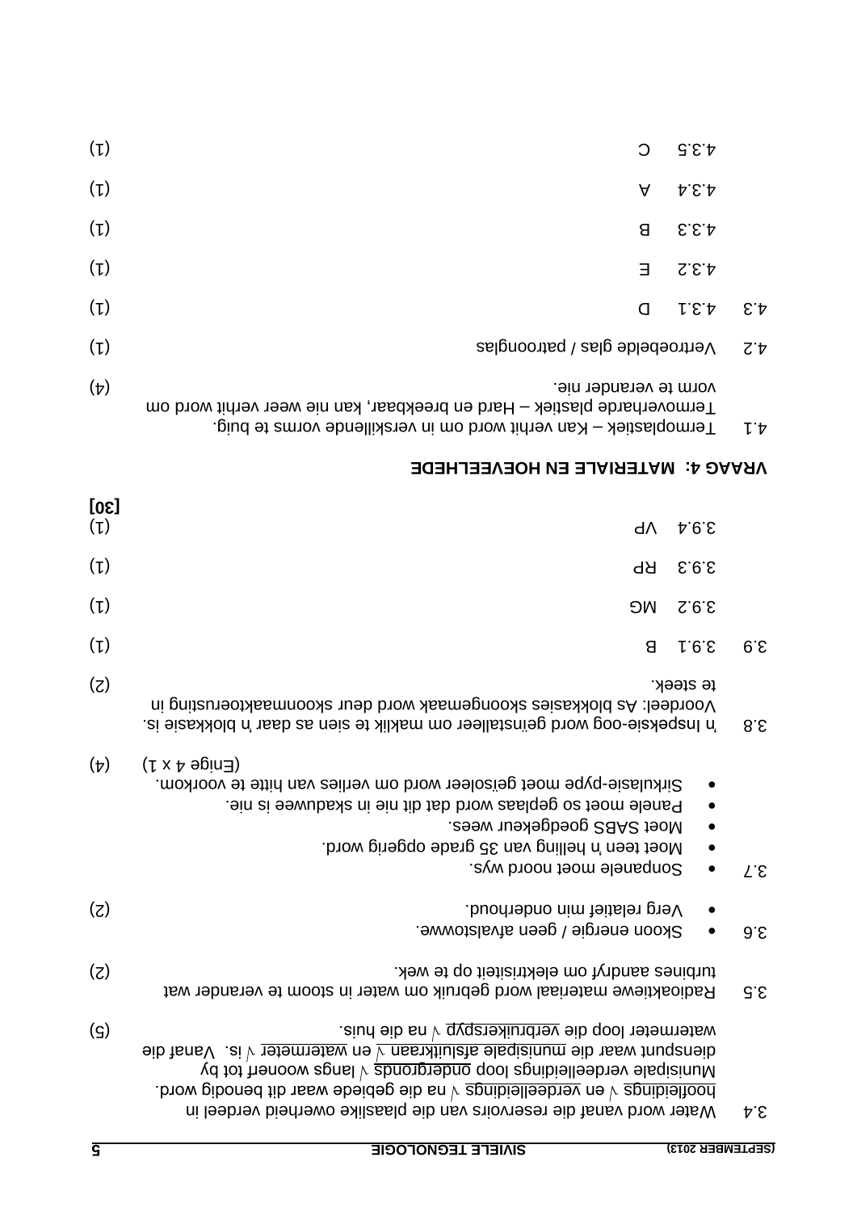3.4 Water word vanaf die reservoirs van die plaaslike owerheid verdeel in hoofleidings √ en verdeelleidings √ na die gebiede waar dit benodig word. Munisipale verdeelleidings loop ondergronds √ langs woonerf tot by dienspunt waar die munisipale afsluitkraan √ en watermeter √ is. Vanaf die watermeter loop die verbruikerspyp √ na die huis. (5)

3.5 Radioaktiewe materiaal word gebruik om water in stoom te verander wat turbines aandryf om elektrisiteit op te wek. (2)

3.6 
- Skoon energie / geen afvalstowwe.
- Verg relatief min onderhoud. (2)

3.7 
- Sonpanele moet noord wys.
- Moet teen 'n helling van 35 grade opgerig word.
- Moet SABS goedgekeur wees.
- Panele moet so geplaas word dat dit nie in skaduwee is nie.
- Sirkulasie-pype moet geïsoleer word om verlies van hitte te voorkom.

(Enige 4 x 1) (4)

3.8 'n Inspeksie-oog word geïnstalleer om maklik te sien as daar 'n blokkasie is. Voordeel: As blokkasies skoongemaak word deur skoonmaaktoerusting in te steek. (2)

3.9 
3.9.1 B (1)
3.9.2 MG (1)
3.9.3 RP (1)
3.9.4 VP (1)

**[30]**

## VRAAG 4: MATERIALE EN HOEVEELHEDE

4.1 Termoplastiek – Kan verhit word om in verskillende vorms te buig. Termoverharde plastiek – Hard en breekbaar, kan nie weer verhit word om vorm te verander nie. (4)

4.2 Vertroebelde glas / patroonglas (1)

4.3 
4.3.1 D (1)
4.3.2 E (1)
4.3.3 B (1)
4.3.4 A (1)
4.3.5 C (1)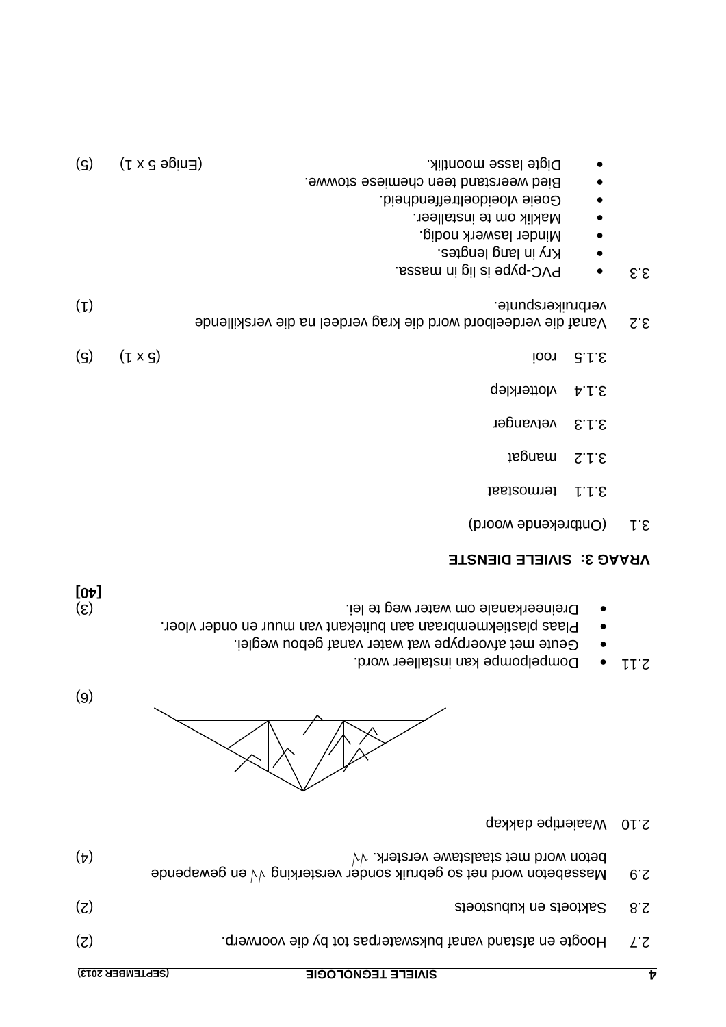2.7 Hoogte en afstand vanaf bukswaterpas tot by die voorwerp. (2)

2.8 Saktoets en kubustoets (2)

2.9 Massabeton word net so gebruik sonder versterking √√ en gewapende beton word met staalstawe versterk. √√ (4)

2.10 Waaiertipe dakkap

(6)

2.11
- Dompelpompe kan installeer word.
- Geute met afvoerpype wat water vanaf gebou weglei.
- Plaas plastiekmembraan aan buitekant van muur en onder vloer.
- Dreineerkanale om water weg te lei. (3)

**[40]**

## VRAAG 3: SIVIELE DIENSTE

3.1 (Ontbrekende woord)

3.1.1 termostaat

3.1.2 mangat

3.1.3 vetvanger

3.1.4 vlotterklep

3.1.5 rooi (5 x 1) (5)

3.2 Vanaf die verdeelbord word die krag verdeel na die verskillende verbruikerspunte. (1)

3.3
- PVC-pype is lig in massa.
- Kry in lang lengtes.
- Minder laswerk nodig.
- Maklik om te installeer.
- Goeie vloeidoeltreffendheid.
- Bied weerstand teen chemiese stowwe.
- Digte lasse moontlik. (Enige 5 x 1) (5)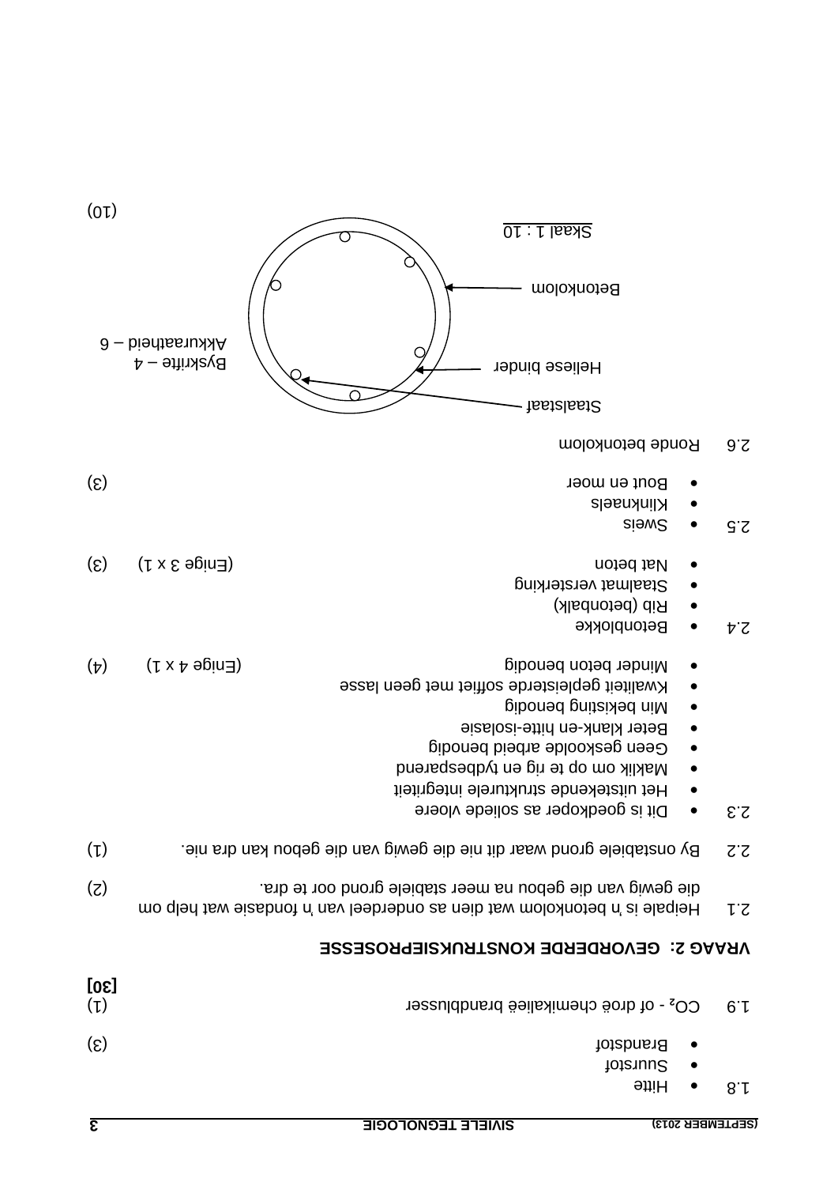1.8
- Hitte
- Suurstof
- Brandstof

(3)

1.9 $CO_2$ - of droë chemikalieë brandblusser (1)

**[30]**

## VRAAG 2: GEVORDERDE KONSTRUKSIEPROSESSE

2.1 Heipale is 'n betonkolom wat dien as onderdeel van 'n fondasie wat help om die gewig van die gebou na meer stabiele grond oor te dra. (2)

2.2 By onstabiele grond waar dit nie die gewig van die gebou kan dra nie. (1)

2.3
- Dit is goedkoper as soliede vloere
- Het uitstekende strukturele integriteit
- Maklik om op te rig en tydbesparend
- Geen geskoolde arbeid benodig
- Beter klank-en hitte-isolasie
- Min bekisting benodig
- Kwaliteit gepleisterde soffiet met geen lasse
- Minder beton benodig

(Enige 4 x 1) (4)

2.4
- Betonblokke
- Rib (betonbalk)
- Staalmat versterking
- Nat beton

(Enige 3 x 1) (3)

2.5
- Sweis
- Klinknaels
- Bout en moer

(3)

2.6 Ronde betonkolom

Staalstaaf

Heliese binder

Betonkolom

Skaal 1 : 10

Byskrifte – 4
Akkuraatheid – 6

(10)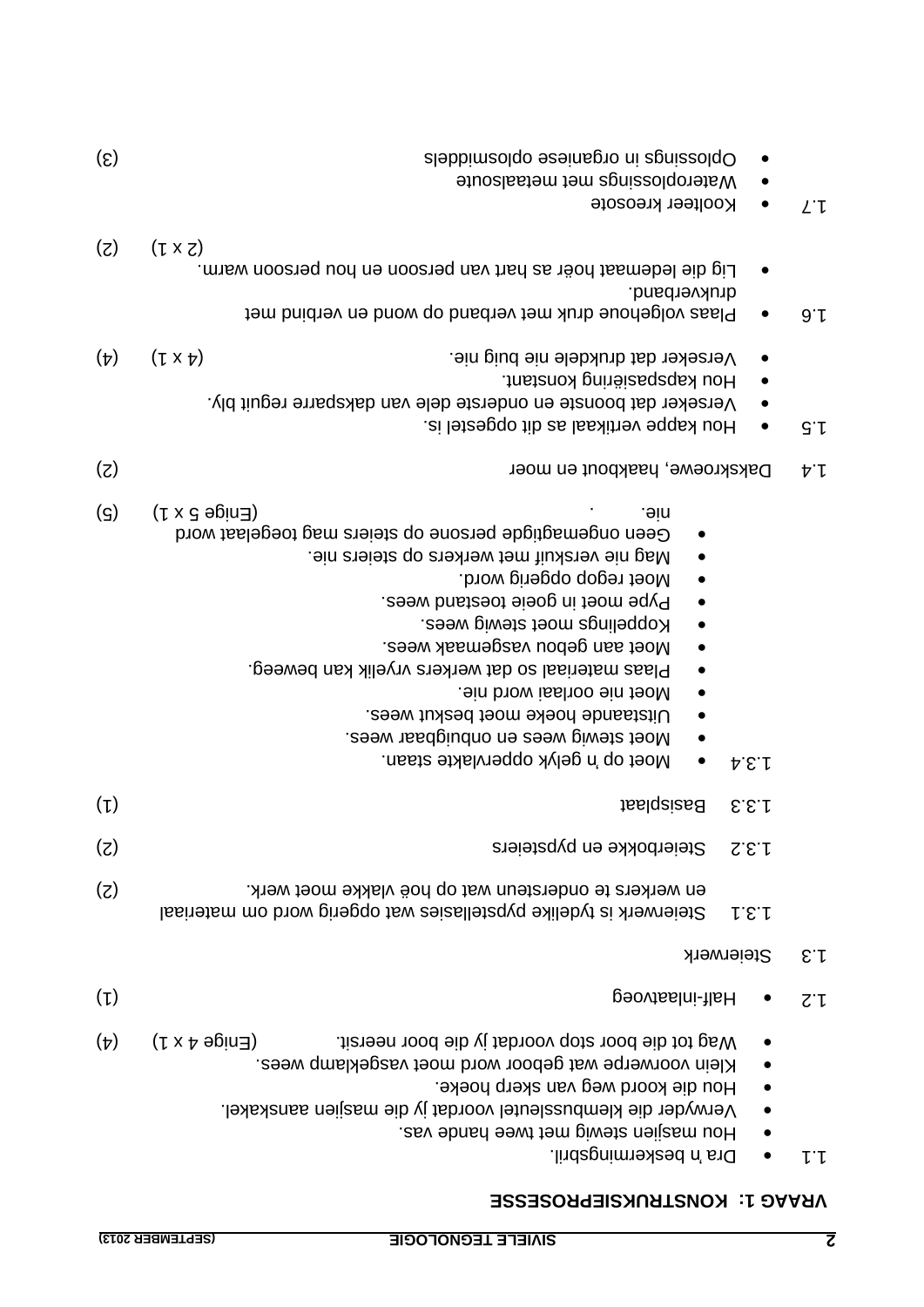# VRAAG 1: KONSTRUKSIEPROSESSE

1.1
- Dra 'n beskermingsbril.
- Hou masjien stewig met twee hande vas.
- Verwyder die klembussleutel voordat jy die masjien aanskakel.
- Hou die koord weg van skerp hoeke.
- Klein voorwerpe wat geboor word moet vasgeklamp wees.
- Wag tot die boor stop voordat jy die boor neersit. (Enige 4 x 1) (4)

1.2
- Half-inlaatvoeg (1)

1.3 Steierwerk

1.3.1 Steierwerk is tydelike pypstellasies wat opgerig word om materiaal en werkers te ondersteun wat op hoë vlakke moet werk. (2)

1.3.2 Steierbokke en pypsteiers (2)

1.3.3 Basisplaat (1)

1.3.4
- Moet op 'n gelyk oppervlakte staan.
- Moet stewig wees en onbuigbaar wees.
- Uitstaande hoeke moet beskut wees.
- Moet nie oorlaai word nie.
- Plaas materiaal so dat werkers vryelik kan beweeg.
- Moet aan gebou vasgemaak wees.
- Koppelings moet stewig wees.
- Pype moet in goeie toestand wees.
- Moet regop opgerig word.
- Mag nie verskuif met werkers op steiers nie.
- Geen ongemagtigde persone op steiers mag toegelaat word nie. . (Enige 5 x 1) (5)

1.4 Dakskroewe, haakbout en moer (2)

1.5
- Hou kappe vertikaal as dit opgestel is.
- Verseker dat boonste en onderste dele van daksparre reguit bly.
- Hou kapspasiëring konstant.
- Verseker dat drukdele nie buig nie. (4 x 1) (4)

1.6
- Plaas volgehoue druk met verband op wond en verbind met drukverband.
- Lig die ledemaat hoër as hart van persoon en hou persoon warm. (2 x 1) (2)

1.7
- Koolteer kreosote
- Wateroplossings met metaalsoute
- Oplossings in organiese oplosmiddels (3)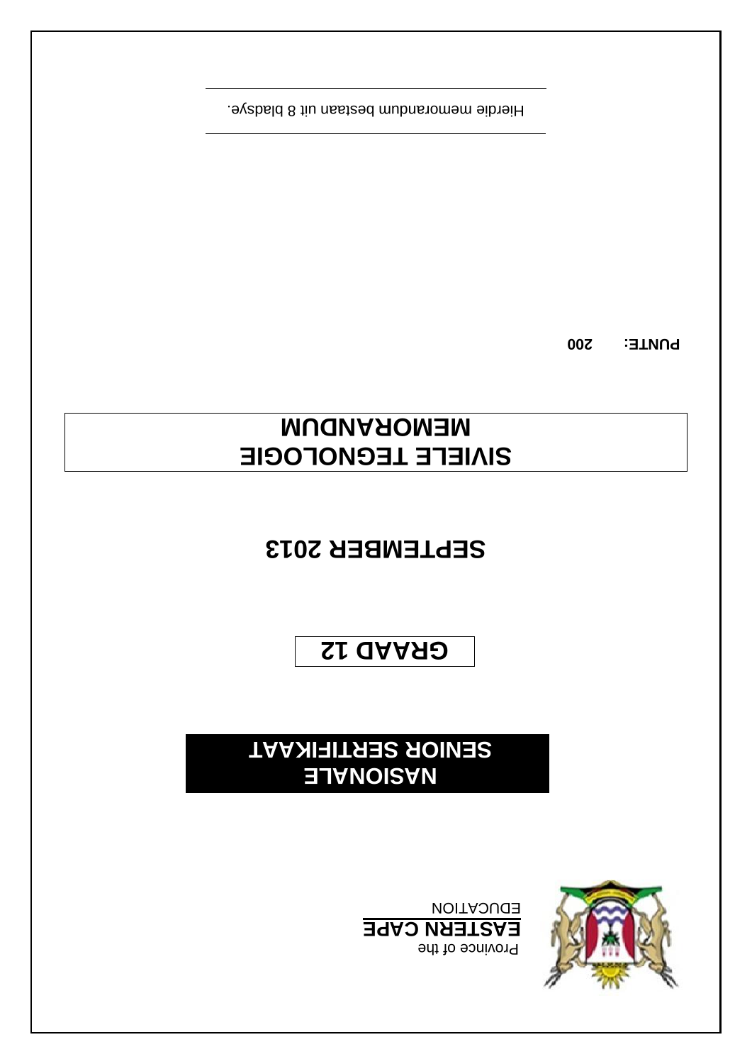Province of the
**EASTERN CAPE**
EDUCATION

# NASIONALE SENIOR SERTIFIKAAT

## GRAAD 12

## SEPTEMBER 2013

# SIVIELE TEGNOLOGIE MEMORANDUM

**PUNTE: 200**

Hierdie memorandum bestaan uit 8 bladsye.